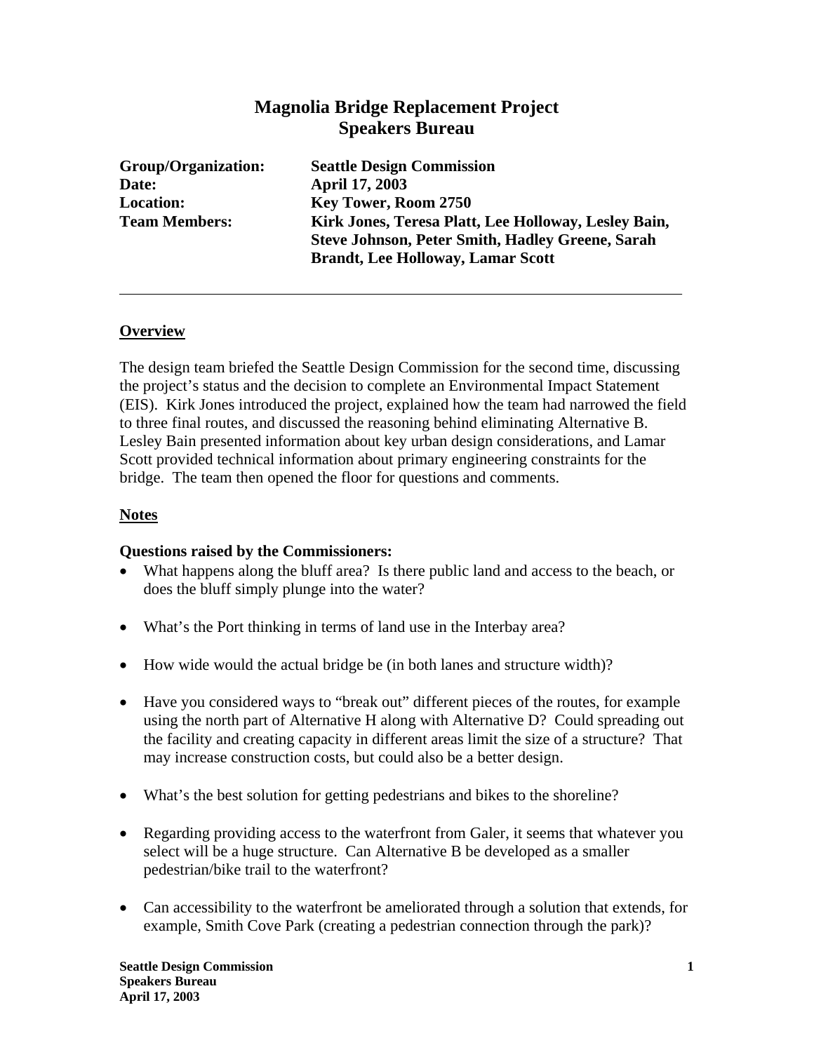# Magnolia Bridge Replacement Project
## Speakers Bureau

**Group/Organization:** **Seattle Design Commission**
**Date:** **April 17, 2003**
**Location:** **Key Tower, Room 2750**
**Team Members:** **Kirk Jones, Teresa Platt, Lee Holloway, Lesley Bain, Steve Johnson, Peter Smith, Hadley Greene, Sarah Brandt, Lee Holloway, Lamar Scott**

---

### Overview

The design team briefed the Seattle Design Commission for the second time, discussing the project's status and the decision to complete an Environmental Impact Statement (EIS). Kirk Jones introduced the project, explained how the team had narrowed the field to three final routes, and discussed the reasoning behind eliminating Alternative B. Lesley Bain presented information about key urban design considerations, and Lamar Scott provided technical information about primary engineering constraints for the bridge. The team then opened the floor for questions and comments.

### Notes

**Questions raised by the Commissioners:**

- What happens along the bluff area? Is there public land and access to the beach, or does the bluff simply plunge into the water?
- What's the Port thinking in terms of land use in the Interbay area?
- How wide would the actual bridge be (in both lanes and structure width)?
- Have you considered ways to "break out" different pieces of the routes, for example using the north part of Alternative H along with Alternative D? Could spreading out the facility and creating capacity in different areas limit the size of a structure? That may increase construction costs, but could also be a better design.
- What's the best solution for getting pedestrians and bikes to the shoreline?
- Regarding providing access to the waterfront from Galer, it seems that whatever you select will be a huge structure. Can Alternative B be developed as a smaller pedestrian/bike trail to the waterfront?
- Can accessibility to the waterfront be ameliorated through a solution that extends, for example, Smith Cove Park (creating a pedestrian connection through the park)?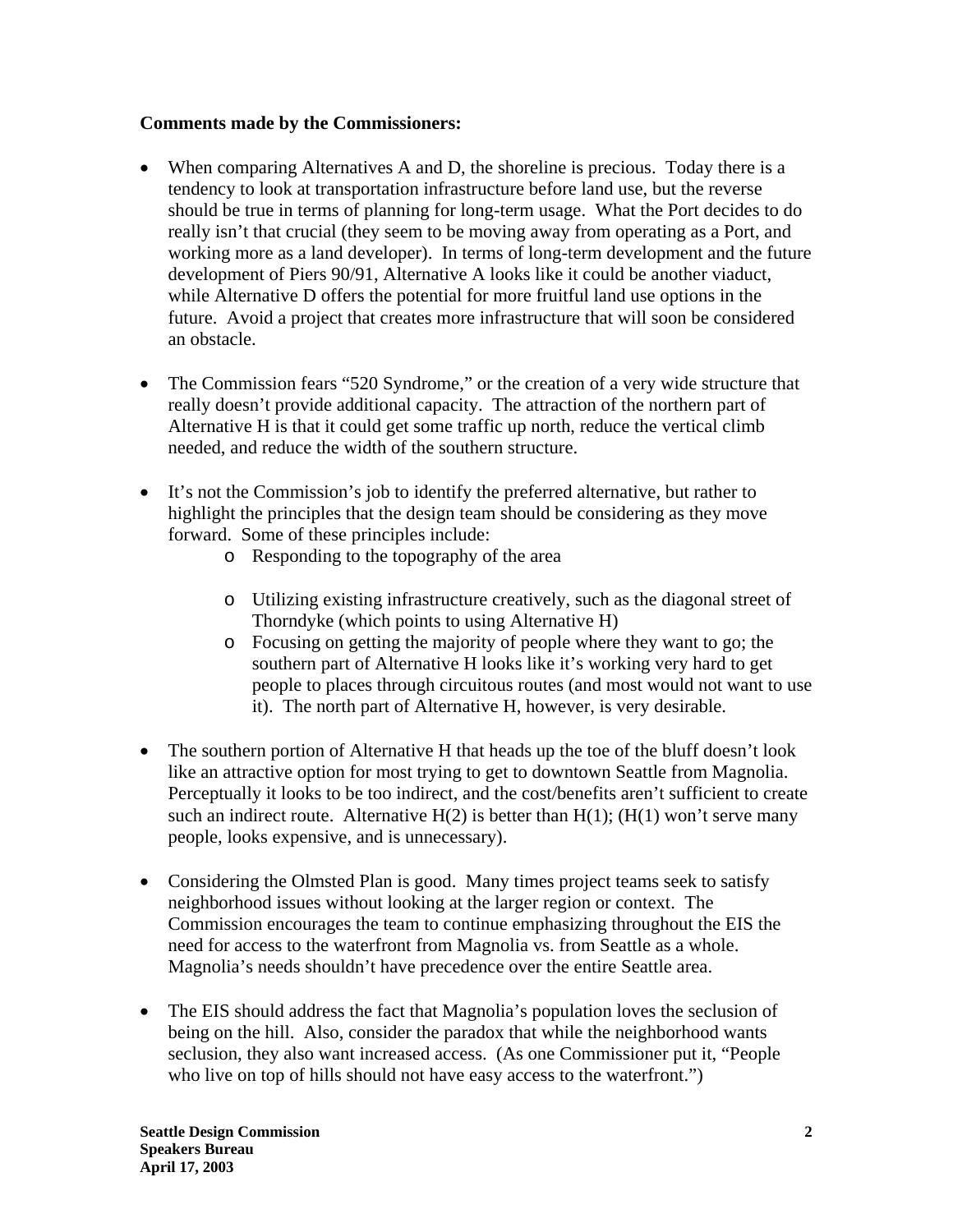**Comments made by the Commissioners:**

- When comparing Alternatives A and D, the shoreline is precious. Today there is a tendency to look at transportation infrastructure before land use, but the reverse should be true in terms of planning for long-term usage. What the Port decides to do really isn't that crucial (they seem to be moving away from operating as a Port, and working more as a land developer). In terms of long-term development and the future development of Piers 90/91, Alternative A looks like it could be another viaduct, while Alternative D offers the potential for more fruitful land use options in the future. Avoid a project that creates more infrastructure that will soon be considered an obstacle.

- The Commission fears "520 Syndrome," or the creation of a very wide structure that really doesn't provide additional capacity. The attraction of the northern part of Alternative H is that it could get some traffic up north, reduce the vertical climb needed, and reduce the width of the southern structure.

- It's not the Commission's job to identify the preferred alternative, but rather to highlight the principles that the design team should be considering as they move forward. Some of these principles include:
  - Responding to the topography of the area
  - Utilizing existing infrastructure creatively, such as the diagonal street of Thorndyke (which points to using Alternative H)
  - Focusing on getting the majority of people where they want to go; the southern part of Alternative H looks like it's working very hard to get people to places through circuitous routes (and most would not want to use it). The north part of Alternative H, however, is very desirable.

- The southern portion of Alternative H that heads up the toe of the bluff doesn't look like an attractive option for most trying to get to downtown Seattle from Magnolia. Perceptually it looks to be too indirect, and the cost/benefits aren't sufficient to create such an indirect route. Alternative H(2) is better than H(1); (H(1) won't serve many people, looks expensive, and is unnecessary).

- Considering the Olmsted Plan is good. Many times project teams seek to satisfy neighborhood issues without looking at the larger region or context. The Commission encourages the team to continue emphasizing throughout the EIS the need for access to the waterfront from Magnolia vs. from Seattle as a whole. Magnolia's needs shouldn't have precedence over the entire Seattle area.

- The EIS should address the fact that Magnolia's population loves the seclusion of being on the hill. Also, consider the paradox that while the neighborhood wants seclusion, they also want increased access. (As one Commissioner put it, "People who live on top of hills should not have easy access to the waterfront.")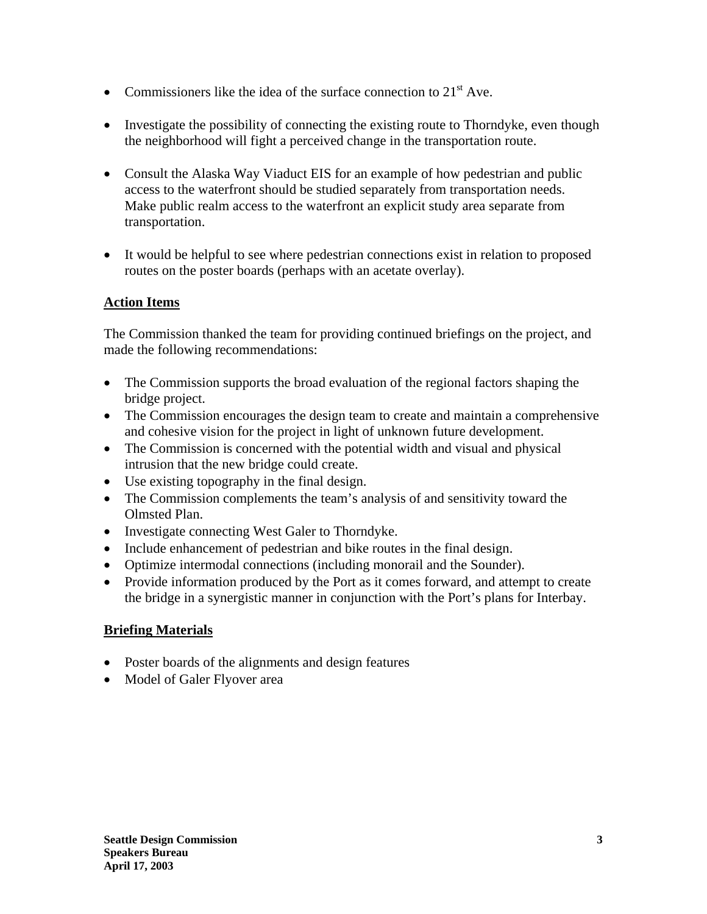- Commissioners like the idea of the surface connection to 21st Ave.

- Investigate the possibility of connecting the existing route to Thorndyke, even though the neighborhood will fight a perceived change in the transportation route.

- Consult the Alaska Way Viaduct EIS for an example of how pedestrian and public access to the waterfront should be studied separately from transportation needs. Make public realm access to the waterfront an explicit study area separate from transportation.

- It would be helpful to see where pedestrian connections exist in relation to proposed routes on the poster boards (perhaps with an acetate overlay).

## Action Items

The Commission thanked the team for providing continued briefings on the project, and made the following recommendations:

- The Commission supports the broad evaluation of the regional factors shaping the bridge project.
- The Commission encourages the design team to create and maintain a comprehensive and cohesive vision for the project in light of unknown future development.
- The Commission is concerned with the potential width and visual and physical intrusion that the new bridge could create.
- Use existing topography in the final design.
- The Commission complements the team's analysis of and sensitivity toward the Olmsted Plan.
- Investigate connecting West Galer to Thorndyke.
- Include enhancement of pedestrian and bike routes in the final design.
- Optimize intermodal connections (including monorail and the Sounder).
- Provide information produced by the Port as it comes forward, and attempt to create the bridge in a synergistic manner in conjunction with the Port's plans for Interbay.

## Briefing Materials

- Poster boards of the alignments and design features
- Model of Galer Flyover area